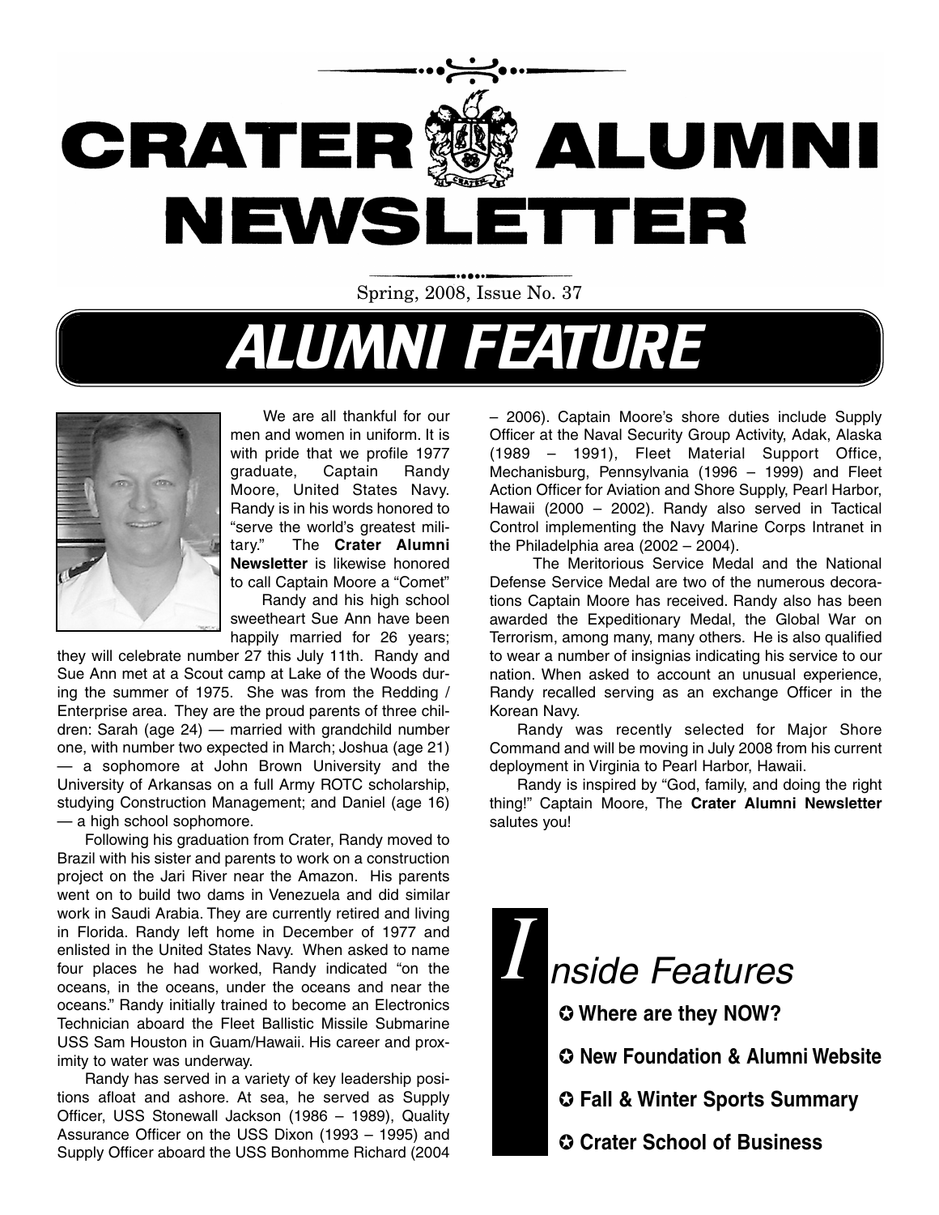# CRATER ALUMNI NEWSLETTER

Spring, 2008, Issue No. 37

## ALUMNI FEATURE

We are all thankful for our men and women in uniform. It is with pride that we profile 1977 graduate, Captain Randy Moore, United States Navy. Randy is in his words honored to "serve the world's greatest military." The **Crater Alumni Newsletter** is likewise honored to call Captain Moore a "Comet"

Randy and his high school sweetheart Sue Ann have been happily married for 26 years; they will celebrate number 27 this July 11th. Randy and Sue Ann met at a Scout camp at Lake of the Woods during the summer of 1975. She was from the Redding / Enterprise area. They are the proud parents of three children: Sarah (age 24) — married with grandchild number one, with number two expected in March; Joshua (age 21) — a sophomore at John Brown University and the University of Arkansas on a full Army ROTC scholarship, studying Construction Management; and Daniel (age 16) — a high school sophomore.

Following his graduation from Crater, Randy moved to Brazil with his sister and parents to work on a construction project on the Jari River near the Amazon. His parents went on to build two dams in Venezuela and did similar work in Saudi Arabia. They are currently retired and living in Florida. Randy left home in December of 1977 and enlisted in the United States Navy. When asked to name four places he had worked, Randy indicated "on the oceans, in the oceans, under the oceans and near the oceans." Randy initially trained to become an Electronics Technician aboard the Fleet Ballistic Missile Submarine USS Sam Houston in Guam/Hawaii. His career and proximity to water was underway.

Randy has served in a variety of key leadership positions afloat and ashore. At sea, he served as Supply Officer, USS Stonewall Jackson (1986 – 1989), Quality Assurance Officer on the USS Dixon (1993 – 1995) and Supply Officer aboard the USS Bonhomme Richard (2004 – 2006). Captain Moore's shore duties include Supply Officer at the Naval Security Group Activity, Adak, Alaska (1989 – 1991), Fleet Material Support Office, Mechanisburg, Pennsylvania (1996 – 1999) and Fleet Action Officer for Aviation and Shore Supply, Pearl Harbor, Hawaii (2000 – 2002). Randy also served in Tactical Control implementing the Navy Marine Corps Intranet in the Philadelphia area (2002 – 2004).

The Meritorious Service Medal and the National Defense Service Medal are two of the numerous decorations Captain Moore has received. Randy also has been awarded the Expeditionary Medal, the Global War on Terrorism, among many, many others. He is also qualified to wear a number of insignias indicating his service to our nation. When asked to account an unusual experience, Randy recalled serving as an exchange Officer in the Korean Navy.

Randy was recently selected for Major Shore Command and will be moving in July 2008 from his current deployment in Virginia to Pearl Harbor, Hawaii.

Randy is inspired by "God, family, and doing the right thing!" Captain Moore, The **Crater Alumni Newsletter** salutes you!

## Inside Features

- **Where are they NOW?**
- **New Foundation & Alumni Website**
- **Fall & Winter Sports Summary**
- **Crater School of Business**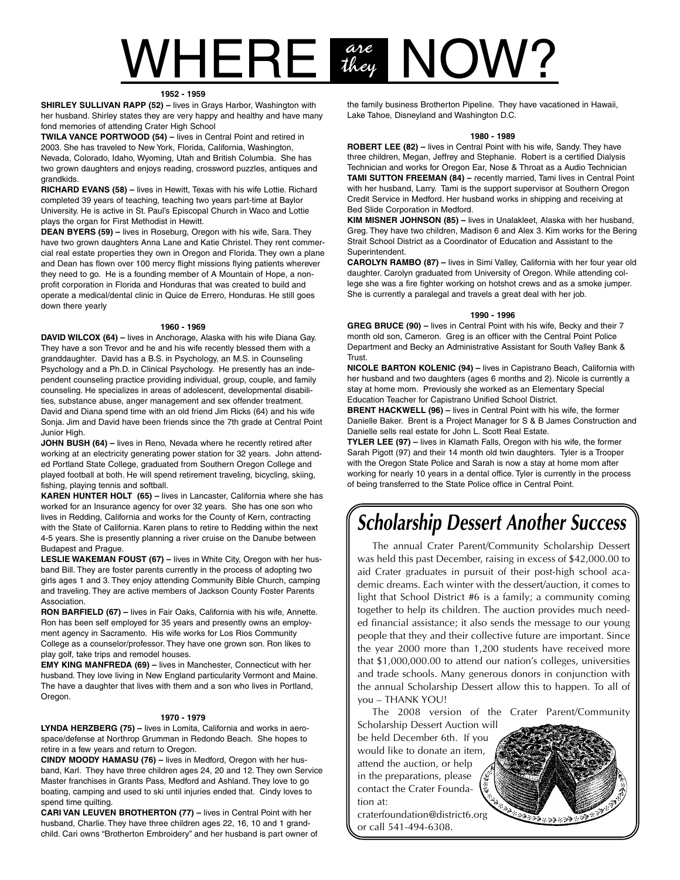# WHERE *are they* NOW?

### 1952 - 1959

**SHIRLEY SULLIVAN RAPP (52) –** lives in Grays Harbor, Washington with her husband. Shirley states they are very happy and healthy and have many fond memories of attending Crater High School

**TWILA VANCE PORTWOOD (54) –** lives in Central Point and retired in 2003. She has traveled to New York, Florida, California, Washington, Nevada, Colorado, Idaho, Wyoming, Utah and British Columbia. She has two grown daughters and enjoys reading, crossword puzzles, antiques and grandkids.

**RICHARD EVANS (58) –** lives in Hewitt, Texas with his wife Lottie. Richard completed 39 years of teaching, teaching two years part-time at Baylor University. He is active in St. Paul's Episcopal Church in Waco and Lottie plays the organ for First Methodist in Hewitt.

**DEAN BYERS (59) –** lives in Roseburg, Oregon with his wife, Sara. They have two grown daughters Anna Lane and Katie Christel. They rent commercial real estate properties they own in Oregon and Florida. They own a plane and Dean has flown over 100 mercy flight missions flying patients wherever they need to go. He is a founding member of A Mountain of Hope, a non-profit corporation in Florida and Honduras that was created to build and operate a medical/dental clinic in Quice de Errero, Honduras. He still goes down there yearly

### 1960 - 1969

**DAVID WILCOX (64) –** lives in Anchorage, Alaska with his wife Diana Gay. They have a son Trevor and he and his wife recently blessed them with a granddaughter. David has a B.S. in Psychology, an M.S. in Counseling Psychology and a Ph.D. in Clinical Psychology. He presently has an independent counseling practice providing individual, group, couple, and family counseling. He specializes in areas of adolescent, developmental disabilities, substance abuse, anger management and sex offender treatment. David and Diana spend time with an old friend Jim Ricks (64) and his wife Sonja. Jim and David have been friends since the 7th grade at Central Point Junior High.

**JOHN BUSH (64) –** lives in Reno, Nevada where he recently retired after working at an electricity generating power station for 32 years. John attended Portland State College, graduated from Southern Oregon College and played football at both. He will spend retirement traveling, bicycling, skiing, fishing, playing tennis and softball.

**KAREN HUNTER HOLT (65) –** lives in Lancaster, California where she has worked for an Insurance agency for over 32 years. She has one son who lives in Redding, California and works for the County of Kern, contracting with the State of California. Karen plans to retire to Redding within the next 4-5 years. She is presently planning a river cruise on the Danube between Budapest and Prague.

**LESLIE WAKEMAN FOUST (67) –** lives in White City, Oregon with her husband Bill. They are foster parents currently in the process of adopting two girls ages 1 and 3. They enjoy attending Community Bible Church, camping and traveling. They are active members of Jackson County Foster Parents Association.

**RON BARFIELD (67) –** lives in Fair Oaks, California with his wife, Annette. Ron has been self employed for 35 years and presently owns an employment agency in Sacramento. His wife works for Los Rios Community College as a counselor/professor. They have one grown son. Ron likes to play golf, take trips and remodel houses.

**EMY KING MANFREDA (69) –** lives in Manchester, Connecticut with her husband. They love living in New England particularity Vermont and Maine. The have a daughter that lives with them and a son who lives in Portland, Oregon.

### 1970 - 1979

**LYNDA HERZBERG (75) –** lives in Lomita, California and works in aerospace/defense at Northrop Grumman in Redondo Beach. She hopes to retire in a few years and return to Oregon.

**CINDY MOODY HAMASU (76) –** lives in Medford, Oregon with her husband, Karl. They have three children ages 24, 20 and 12. They own Service Master franchises in Grants Pass, Medford and Ashland. They love to go boating, camping and used to ski until injuries ended that. Cindy loves to spend time quilting.

**CARI VAN LEUVEN BROTHERTON (77) –** lives in Central Point with her husband, Charlie. They have three children ages 22, 16, 10 and 1 grandchild. Cari owns "Brotherton Embroidery" and her husband is part owner of the family business Brotherton Pipeline. They have vacationed in Hawaii, Lake Tahoe, Disneyland and Washington D.C.

### 1980 - 1989

**ROBERT LEE (82) –** lives in Central Point with his wife, Sandy. They have three children, Megan, Jeffrey and Stephanie. Robert is a certified Dialysis Technician and works for Oregon Ear, Nose & Throat as a Audio Technician

**TAMI SUTTON FREEMAN (84) –** recently married, Tami lives in Central Point with her husband, Larry. Tami is the support supervisor at Southern Oregon Credit Service in Medford. Her husband works in shipping and receiving at Bed Slide Corporation in Medford.

**KIM MISNER JOHNSON (85) –** lives in Unalakleet, Alaska with her husband, Greg. They have two children, Madison 6 and Alex 3. Kim works for the Bering Strait School District as a Coordinator of Education and Assistant to the Superintendent.

**CAROLYN RAMBO (87) –** lives in Simi Valley, California with her four year old daughter. Carolyn graduated from University of Oregon. While attending college she was a fire fighter working on hotshot crews and as a smoke jumper. She is currently a paralegal and travels a great deal with her job.

### 1990 - 1996

**GREG BRUCE (90) –** lives in Central Point with his wife, Becky and their 7 month old son, Cameron. Greg is an officer with the Central Point Police Department and Becky an Administrative Assistant for South Valley Bank & Trust.

**NICOLE BARTON KOLENIC (94) –** lives in Capistrano Beach, California with her husband and two daughters (ages 6 months and 2). Nicole is currently a stay at home mom. Previously she worked as an Elementary Special Education Teacher for Capistrano Unified School District.

**BRENT HACKWELL (96) –** lives in Central Point with his wife, the former Danielle Baker. Brent is a Project Manager for S & B James Construction and Danielle sells real estate for John L. Scott Real Estate.

**TYLER LEE (97) –** lives in Klamath Falls, Oregon with his wife, the former Sarah Pigott (97) and their 14 month old twin daughters. Tyler is a Trooper with the Oregon State Police and Sarah is now a stay at home mom after working for nearly 10 years in a dental office. Tyler is currently in the process of being transferred to the State Police office in Central Point.

## *Scholarship Dessert Another Success*

The annual Crater Parent/Community Scholarship Dessert was held this past December, raising in excess of $42,000.00 to aid Crater graduates in pursuit of their post-high school academic dreams. Each winter with the dessert/auction, it comes to light that School District #6 is a family; a community coming together to help its children. The auction provides much needed financial assistance; it also sends the message to our young people that they and their collective future are important. Since the year 2000 more than 1,200 students have received more that $1,000,000.00 to attend our nation's colleges, universities and trade schools. Many generous donors in conjunction with the annual Scholarship Dessert allow this to happen. To all of you – THANK YOU!

The 2008 version of the Crater Parent/Community Scholarship Dessert Auction will be held December 6th. If you would like to donate an item, attend the auction, or help in the preparations, please contact the Crater Foundation at: craterfoundation@district6.org or call 541-494-6308.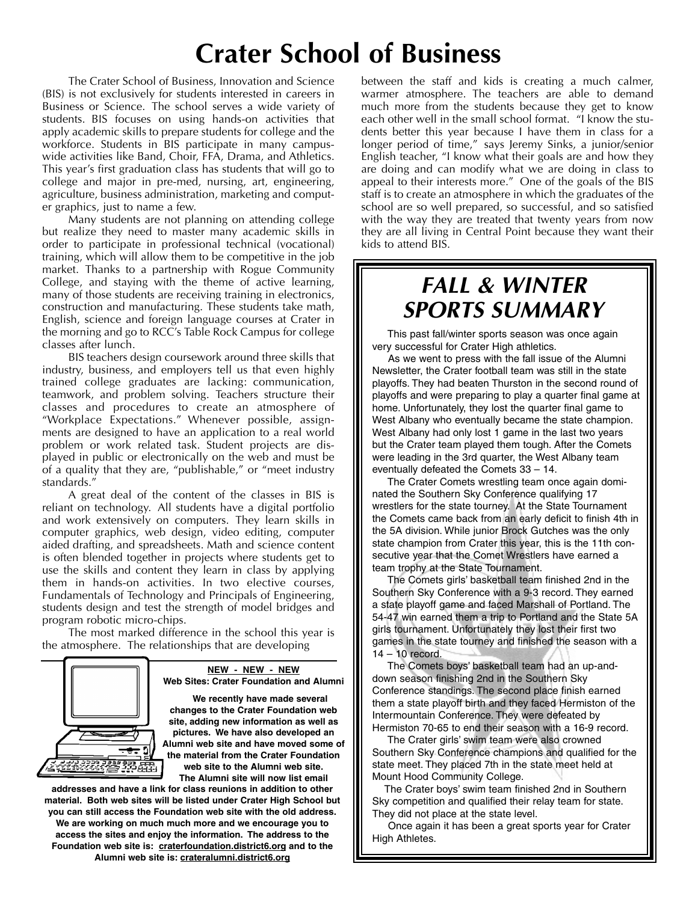# Crater School of Business

The Crater School of Business, Innovation and Science (BIS) is not exclusively for students interested in careers in Business or Science. The school serves a wide variety of students. BIS focuses on using hands-on activities that apply academic skills to prepare students for college and the workforce. Students in BIS participate in many campus-wide activities like Band, Choir, FFA, Drama, and Athletics. This year's first graduation class has students that will go to college and major in pre-med, nursing, art, engineering, agriculture, business administration, marketing and computer graphics, just to name a few.

Many students are not planning on attending college but realize they need to master many academic skills in order to participate in professional technical (vocational) training, which will allow them to be competitive in the job market. Thanks to a partnership with Rogue Community College, and staying with the theme of active learning, many of those students are receiving training in electronics, construction and manufacturing. These students take math, English, science and foreign language courses at Crater in the morning and go to RCC's Table Rock Campus for college classes after lunch.

BIS teachers design coursework around three skills that industry, business, and employers tell us that even highly trained college graduates are lacking: communication, teamwork, and problem solving. Teachers structure their classes and procedures to create an atmosphere of "Workplace Expectations." Whenever possible, assignments are designed to have an application to a real world problem or work related task. Student projects are displayed in public or electronically on the web and must be of a quality that they are, "publishable," or "meet industry standards."

A great deal of the content of the classes in BIS is reliant on technology. All students have a digital portfolio and work extensively on computers. They learn skills in computer graphics, web design, video editing, computer aided drafting, and spreadsheets. Math and science content is often blended together in projects where students get to use the skills and content they learn in class by applying them in hands-on activities. In two elective courses, Fundamentals of Technology and Principals of Engineering, students design and test the strength of model bridges and program robotic micro-chips.

The most marked difference in the school this year is the atmosphere. The relationships that are developing between the staff and kids is creating a much calmer, warmer atmosphere. The teachers are able to demand much more from the students because they get to know each other well in the small school format. "I know the students better this year because I have them in class for a longer period of time," says Jeremy Sinks, a junior/senior English teacher, "I know what their goals are and how they are doing and can modify what we are doing in class to appeal to their interests more." One of the goals of the BIS staff is to create an atmosphere in which the graduates of the school are so well prepared, so successful, and so satisfied with the way they are treated that twenty years from now they are all living in Central Point because they want their kids to attend BIS.

**NEW - NEW - NEW**
**Web Sites: Crater Foundation and Alumni**

**We recently have made several changes to the Crater Foundation web site, adding new information as well as pictures. We have also developed an Alumni web site and have moved some of the material from the Crater Foundation web site to the Alumni web site. The Alumni site will now list email addresses and have a link for class reunions in addition to other material. Both web sites will be listed under Crater High School but you can still access the Foundation web site with the old address. We are working on much much more and we encourage you to access the sites and enjoy the information. The address to the Foundation web site is: craterfoundation.district6.org and to the Alumni web site is: crateralumni.district6.org**

## *FALL & WINTER SPORTS SUMMARY*

This past fall/winter sports season was once again very successful for Crater High athletics.

As we went to press with the fall issue of the Alumni Newsletter, the Crater football team was still in the state playoffs. They had beaten Thurston in the second round of playoffs and were preparing to play a quarter final game at home. Unfortunately, they lost the quarter final game to West Albany who eventually became the state champion. West Albany had only lost 1 game in the last two years but the Crater team played them tough. After the Comets were leading in the 3rd quarter, the West Albany team eventually defeated the Comets 33 – 14.

The Crater Comets wrestling team once again dominated the Southern Sky Conference qualifying 17 wrestlers for the state tourney. At the State Tournament the Comets came back from an early deficit to finish 4th in the 5A division. While junior Brock Gutches was the only state champion from Crater this year, this is the 11th consecutive year that the Comet Wrestlers have earned a team trophy at the State Tournament.

The Comets girls' basketball team finished 2nd in the Southern Sky Conference with a 9-3 record. They earned a state playoff game and faced Marshall of Portland. The 54-47 win earned them a trip to Portland and the State 5A girls tournament. Unfortunately they lost their first two games in the state tourney and finished the season with a 14 – 10 record.

The Comets boys' basketball team had an up-and-down season finishing 2nd in the Southern Sky Conference standings. The second place finish earned them a state playoff birth and they faced Hermiston of the Intermountain Conference. They were defeated by Hermiston 70-65 to end their season with a 16-9 record.

The Crater girls' swim team were also crowned Southern Sky Conference champions and qualified for the state meet. They placed 7th in the state meet held at Mount Hood Community College.

The Crater boys' swim team finished 2nd in Southern Sky competition and qualified their relay team for state. They did not place at the state level.

Once again it has been a great sports year for Crater High Athletes.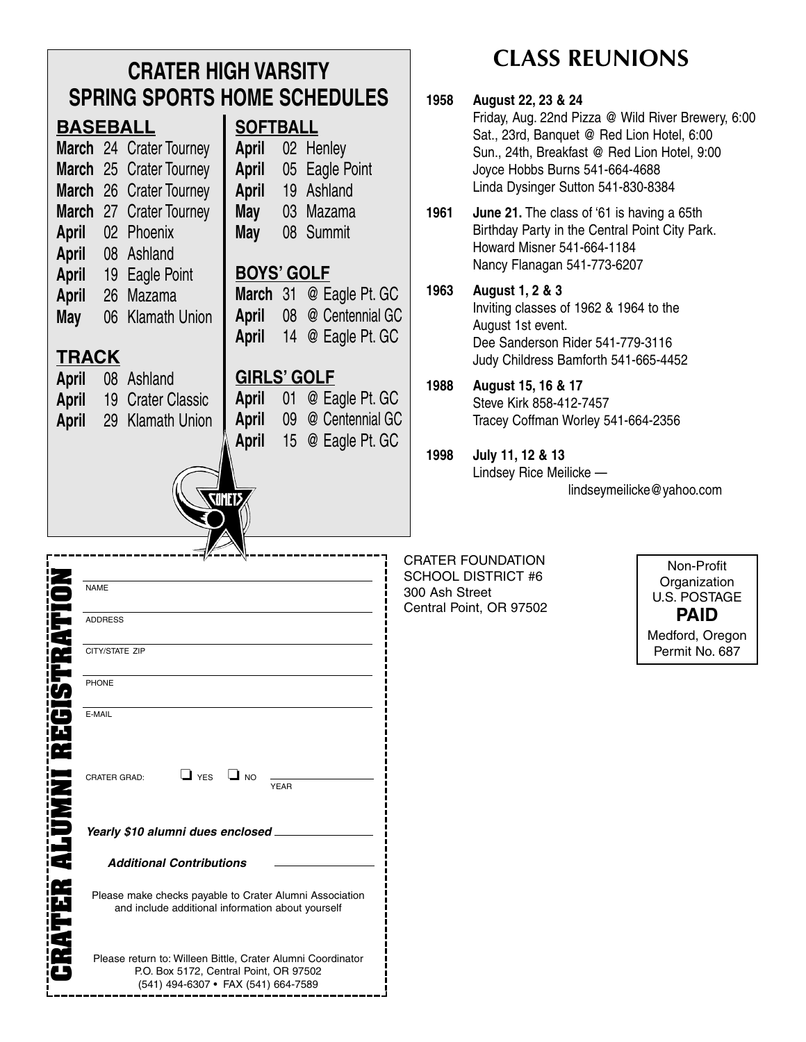# CRATER HIGH VARSITY SPRING SPORTS HOME SCHEDULES

## BASEBALL

| | | |
|---|---|---|
| **March** | 24 | Crater Tourney |
| **March** | 25 | Crater Tourney |
| **March** | 26 | Crater Tourney |
| **March** | 27 | Crater Tourney |
| **April** | 02 | Phoenix |
| **April** | 08 | Ashland |
| **April** | 19 | Eagle Point |
| **April** | 26 | Mazama |
| **May** | 06 | Klamath Union |

## TRACK

| | | |
|---|---|---|
| **April** | 08 | Ashland |
| **April** | 19 | Crater Classic |
| **April** | 29 | Klamath Union |

## SOFTBALL

| | | |
|---|---|---|
| **April** | 02 | Henley |
| **April** | 05 | Eagle Point |
| **April** | 19 | Ashland |
| **May** | 03 | Mazama |
| **May** | 08 | Summit |

## BOYS' GOLF

| | | |
|---|---|---|
| **March** | 31 | @ Eagle Pt. GC |
| **April** | 08 | @ Centennial GC |
| **April** | 14 | @ Eagle Pt. GC |

## GIRLS' GOLF

| | | |
|---|---|---|
| **April** | 01 | @ Eagle Pt. GC |
| **April** | 09 | @ Centennial GC |
| **April** | 15 | @ Eagle Pt. GC |

COMETS

# CLASS REUNIONS

**1958** **August 22, 23 & 24**
Friday, Aug. 22nd Pizza @ Wild River Brewery, 6:00
Sat., 23rd, Banquet @ Red Lion Hotel, 6:00
Sun., 24th, Breakfast @ Red Lion Hotel, 9:00
Joyce Hobbs Burns 541-664-4688
Linda Dysinger Sutton 541-830-8384

**1961** **June 21.** The class of '61 is having a 65th Birthday Party in the Central Point City Park.
Howard Misner 541-664-1184
Nancy Flanagan 541-773-6207

**1963** **August 1, 2 & 3**
Inviting classes of 1962 & 1964 to the August 1st event.
Dee Sanderson Rider 541-779-3116
Judy Childress Bamforth 541-665-4452

**1988** **August 15, 16 & 17**
Steve Kirk 858-412-7457
Tracey Coffman Worley 541-664-2356

**1998** **July 11, 12 & 13**
Lindsey Rice Meilicke — lindseymeilicke@yahoo.com

## CRATER ALUMNI REGISTRATION

NAME ______________________

ADDRESS ______________________

CITY/STATE ZIP ______________________

PHONE ______________________

E-MAIL ______________________

CRATER GRAD: ☐ YES ☐ NO ________ YEAR

***Yearly $10 alumni dues enclosed*** ________

***Additional Contributions*** ________

Please make checks payable to Crater Alumni Association and include additional information about yourself

Please return to: Willeen Bittle, Crater Alumni Coordinator
P.O. Box 5172, Central Point, OR 97502
(541) 494-6307 • FAX (541) 664-7589

CRATER FOUNDATION
SCHOOL DISTRICT #6
300 Ash Street
Central Point, OR 97502

Non-Profit Organization
U.S. POSTAGE
**PAID**
Medford, Oregon
Permit No. 687